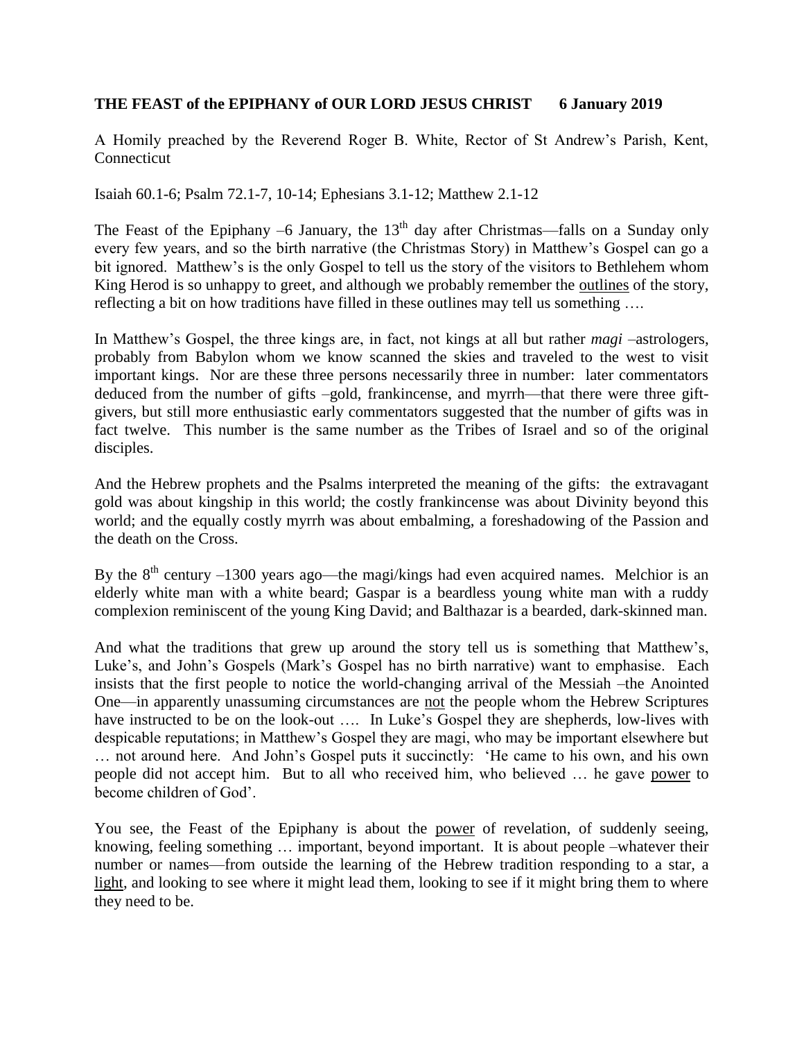**THE FEAST of the EPIPHANY of OUR LORD JESUS CHRIST 6 January 2019**

A Homily preached by the Reverend Roger B. White, Rector of St Andrew's Parish, Kent, Connecticut

Isaiah 60.1-6; Psalm 72.1-7, 10-14; Ephesians 3.1-12; Matthew 2.1-12

The Feast of the Epiphany –6 January, the 13th day after Christmas—falls on a Sunday only every few years, and so the birth narrative (the Christmas Story) in Matthew's Gospel can go a bit ignored. Matthew's is the only Gospel to tell us the story of the visitors to Bethlehem whom King Herod is so unhappy to greet, and although we probably remember the <u>outlines</u> of the story, reflecting a bit on how traditions have filled in these outlines may tell us something ….

In Matthew's Gospel, the three kings are, in fact, not kings at all but rather *magi* –astrologers, probably from Babylon whom we know scanned the skies and traveled to the west to visit important kings. Nor are these three persons necessarily three in number: later commentators deduced from the number of gifts –gold, frankincense, and myrrh—that there were three gift-givers, but still more enthusiastic early commentators suggested that the number of gifts was in fact twelve. This number is the same number as the Tribes of Israel and so of the original disciples.

And the Hebrew prophets and the Psalms interpreted the meaning of the gifts: the extravagant gold was about kingship in this world; the costly frankincense was about Divinity beyond this world; and the equally costly myrrh was about embalming, a foreshadowing of the Passion and the death on the Cross.

By the 8th century –1300 years ago—the magi/kings had even acquired names. Melchior is an elderly white man with a white beard; Gaspar is a beardless young white man with a ruddy complexion reminiscent of the young King David; and Balthazar is a bearded, dark-skinned man.

And what the traditions that grew up around the story tell us is something that Matthew's, Luke's, and John's Gospels (Mark's Gospel has no birth narrative) want to emphasise. Each insists that the first people to notice the world-changing arrival of the Messiah –the Anointed One—in apparently unassuming circumstances are <u>not</u> the people whom the Hebrew Scriptures have instructed to be on the look-out …. In Luke's Gospel they are shepherds, low-lives with despicable reputations; in Matthew's Gospel they are magi, who may be important elsewhere but … not around here. And John's Gospel puts it succinctly: 'He came to his own, and his own people did not accept him. But to all who received him, who believed … he gave <u>power</u> to become children of God'.

You see, the Feast of the Epiphany is about the <u>power</u> of revelation, of suddenly seeing, knowing, feeling something … important, beyond important. It is about people –whatever their number or names—from outside the learning of the Hebrew tradition responding to a star, a <u>light</u>, and looking to see where it might lead them, looking to see if it might bring them to where they need to be.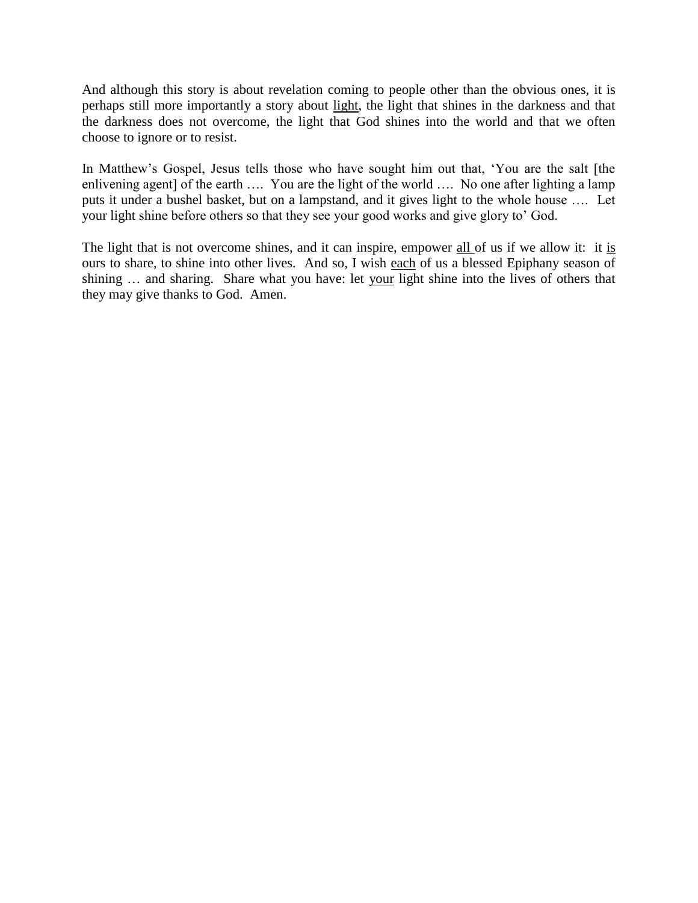And although this story is about revelation coming to people other than the obvious ones, it is perhaps still more importantly a story about <u>light</u>, the light that shines in the darkness and that the darkness does not overcome, the light that God shines into the world and that we often choose to ignore or to resist.

In Matthew's Gospel, Jesus tells those who have sought him out that, 'You are the salt [the enlivening agent] of the earth …. You are the light of the world …. No one after lighting a lamp puts it under a bushel basket, but on a lampstand, and it gives light to the whole house …. Let your light shine before others so that they see your good works and give glory to' God.

The light that is not overcome shines, and it can inspire, empower <u>all</u> of us if we allow it: it <u>is</u> ours to share, to shine into other lives. And so, I wish <u>each</u> of us a blessed Epiphany season of shining … and sharing. Share what you have: let <u>your</u> light shine into the lives of others that they may give thanks to God. Amen.